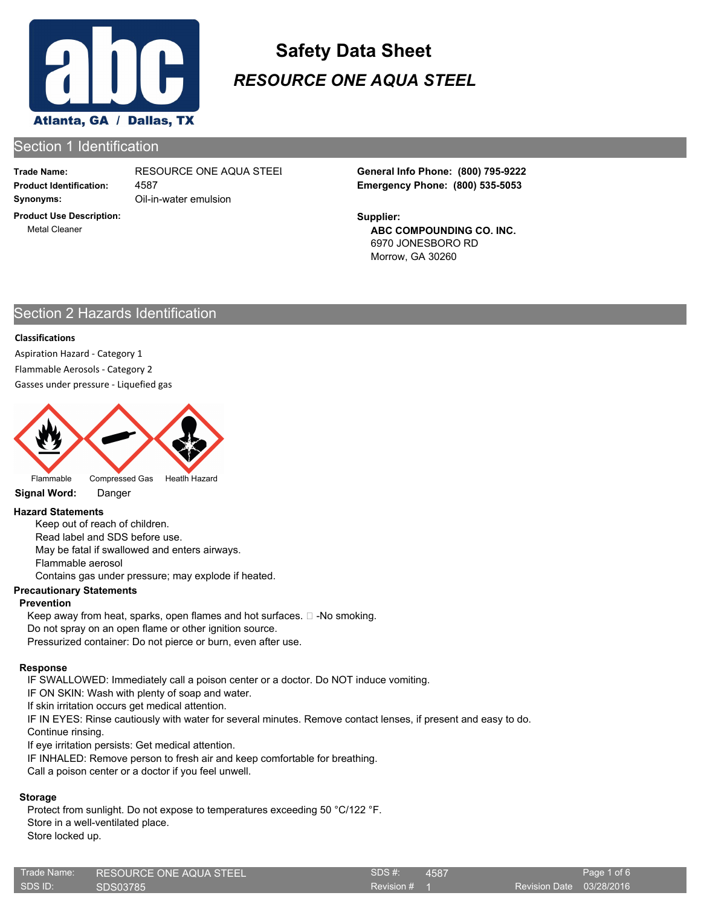# Safety Data Sheet

## *RESOURCE ONE AQUA STEEL*

Atlanta, GA / Dallas, TX

## Section 1 Identification

**Trade Name:** RESOURCE ONE AQUA STEEl

**Product Identification:** 4587

**Synonyms:** Oil-in-water emulsion

**Product Use Description:**

Metal Cleaner

**General Info Phone: (800) 795-9222**

**Emergency Phone: (800) 535-5053**

**Supplier:**

**ABC COMPOUNDING CO. INC.**
6970 JONESBORO RD
Morrow, GA 30260

## Section 2 Hazards Identification

**Classifications**

Aspiration Hazard - Category 1

Flammable Aerosols - Category 2

Gasses under pressure - Liquefied gas

Flammable | Compressed Gas | Heatlh Hazard

**Signal Word:** Danger

**Hazard Statements**

Keep out of reach of children.
Read label and SDS before use.
May be fatal if swallowed and enters airways.
Flammable aerosol
Contains gas under pressure; may explode if heated.

**Precautionary Statements**

**Prevention**

Keep away from heat, sparks, open flames and hot surfaces. -No smoking.
Do not spray on an open flame or other ignition source.
Pressurized container: Do not pierce or burn, even after use.

**Response**

IF SWALLOWED: Immediately call a poison center or a doctor. Do NOT induce vomiting.
IF ON SKIN: Wash with plenty of soap and water.
If skin irritation occurs get medical attention.
IF IN EYES: Rinse cautiously with water for several minutes. Remove contact lenses, if present and easy to do. Continue rinsing.
If eye irritation persists: Get medical attention.
IF INHALED: Remove person to fresh air and keep comfortable for breathing.
Call a poison center or a doctor if you feel unwell.

**Storage**

Protect from sunlight. Do not expose to temperatures exceeding 50 °C/122 °F.
Store in a well-ventilated place.
Store locked up.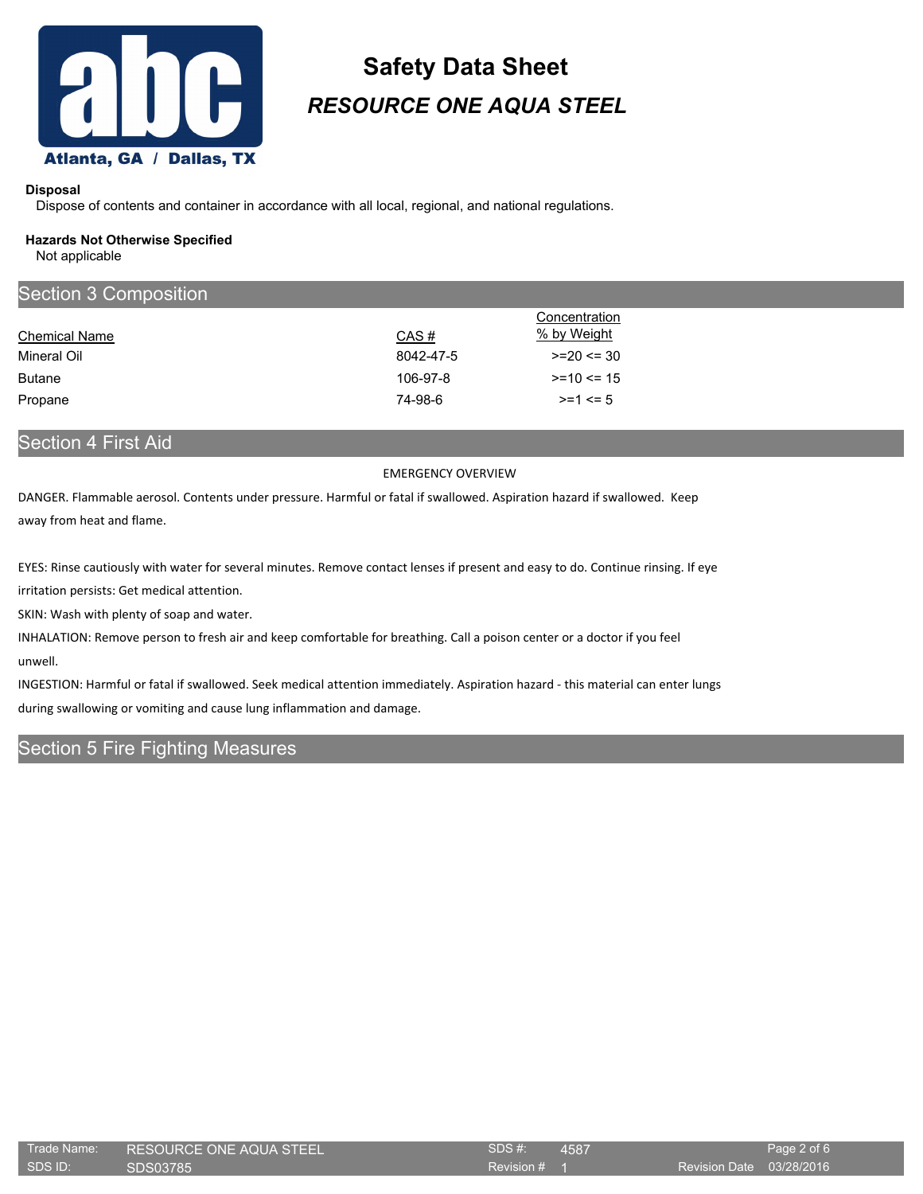### Disposal

Dispose of contents and container in accordance with all local, regional, and national regulations.

### Hazards Not Otherwise Specified

Not applicable

## Section 3 Composition

| Chemical Name | CAS # | Concentration % by Weight |
|---|---|---|
| Mineral Oil | 8042-47-5 | >=20 <= 30 |
| Butane | 106-97-8 | >=10 <= 15 |
| Propane | 74-98-6 | >=1 <= 5 |

## Section 4 First Aid

EMERGENCY OVERVIEW

DANGER. Flammable aerosol. Contents under pressure. Harmful or fatal if swallowed. Aspiration hazard if swallowed. Keep away from heat and flame.

EYES: Rinse cautiously with water for several minutes. Remove contact lenses if present and easy to do. Continue rinsing. If eye irritation persists: Get medical attention.

SKIN: Wash with plenty of soap and water.

INHALATION: Remove person to fresh air and keep comfortable for breathing. Call a poison center or a doctor if you feel unwell.

INGESTION: Harmful or fatal if swallowed. Seek medical attention immediately. Aspiration hazard - this material can enter lungs during swallowing or vomiting and cause lung inflammation and damage.

## Section 5 Fire Fighting Measures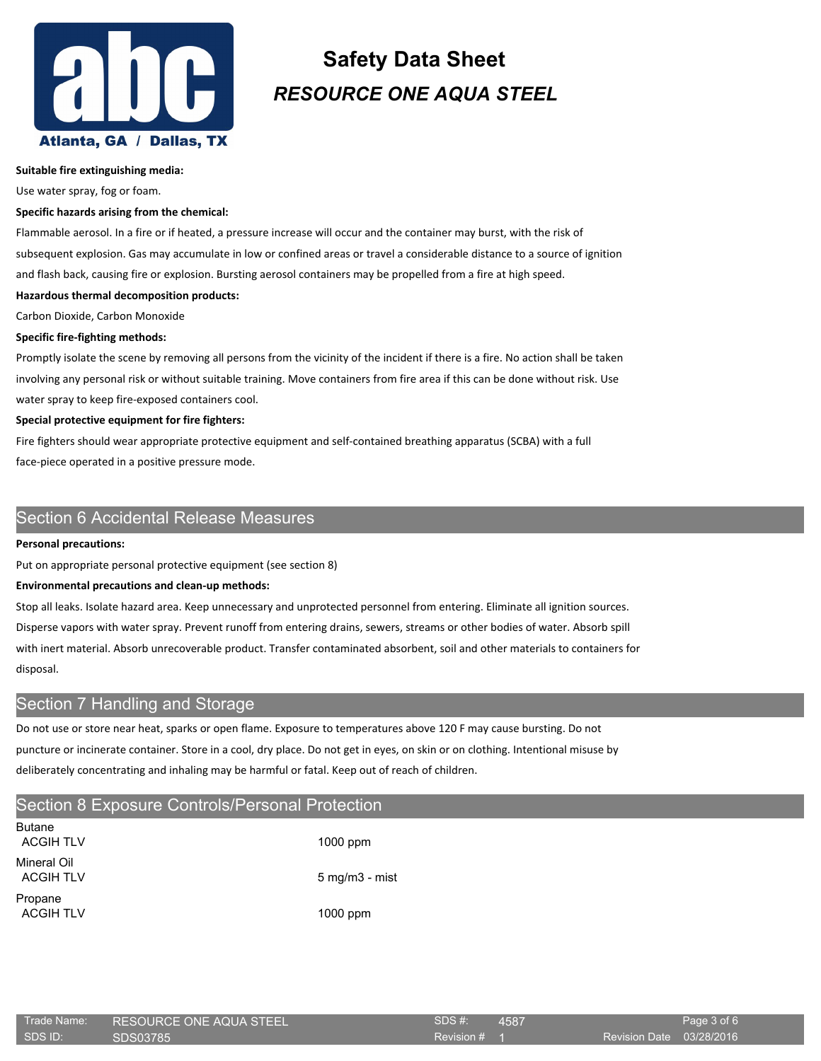**Suitable fire extinguishing media:**

Use water spray, fog or foam.

**Specific hazards arising from the chemical:**

Flammable aerosol. In a fire or if heated, a pressure increase will occur and the container may burst, with the risk of subsequent explosion. Gas may accumulate in low or confined areas or travel a considerable distance to a source of ignition and flash back, causing fire or explosion. Bursting aerosol containers may be propelled from a fire at high speed.

**Hazardous thermal decomposition products:**

Carbon Dioxide, Carbon Monoxide

**Specific fire-fighting methods:**

Promptly isolate the scene by removing all persons from the vicinity of the incident if there is a fire. No action shall be taken involving any personal risk or without suitable training. Move containers from fire area if this can be done without risk. Use water spray to keep fire-exposed containers cool.

**Special protective equipment for fire fighters:**

Fire fighters should wear appropriate protective equipment and self-contained breathing apparatus (SCBA) with a full face-piece operated in a positive pressure mode.

## Section 6 Accidental Release Measures

**Personal precautions:**

Put on appropriate personal protective equipment (see section 8)

**Environmental precautions and clean-up methods:**

Stop all leaks. Isolate hazard area. Keep unnecessary and unprotected personnel from entering. Eliminate all ignition sources. Disperse vapors with water spray. Prevent runoff from entering drains, sewers, streams or other bodies of water. Absorb spill with inert material. Absorb unrecoverable product. Transfer contaminated absorbent, soil and other materials to containers for disposal.

## Section 7 Handling and Storage

Do not use or store near heat, sparks or open flame. Exposure to temperatures above 120 F may cause bursting. Do not puncture or incinerate container. Store in a cool, dry place. Do not get in eyes, on skin or on clothing. Intentional misuse by deliberately concentrating and inhaling may be harmful or fatal. Keep out of reach of children.

## Section 8 Exposure Controls/Personal Protection

| Component | Limit |
|---|---|
| **Butane** | |
| ACGIH TLV | 1000 ppm |
| **Mineral Oil** | |
| ACGIH TLV | 5 mg/m3 - mist |
| **Propane** | |
| ACGIH TLV | 1000 ppm |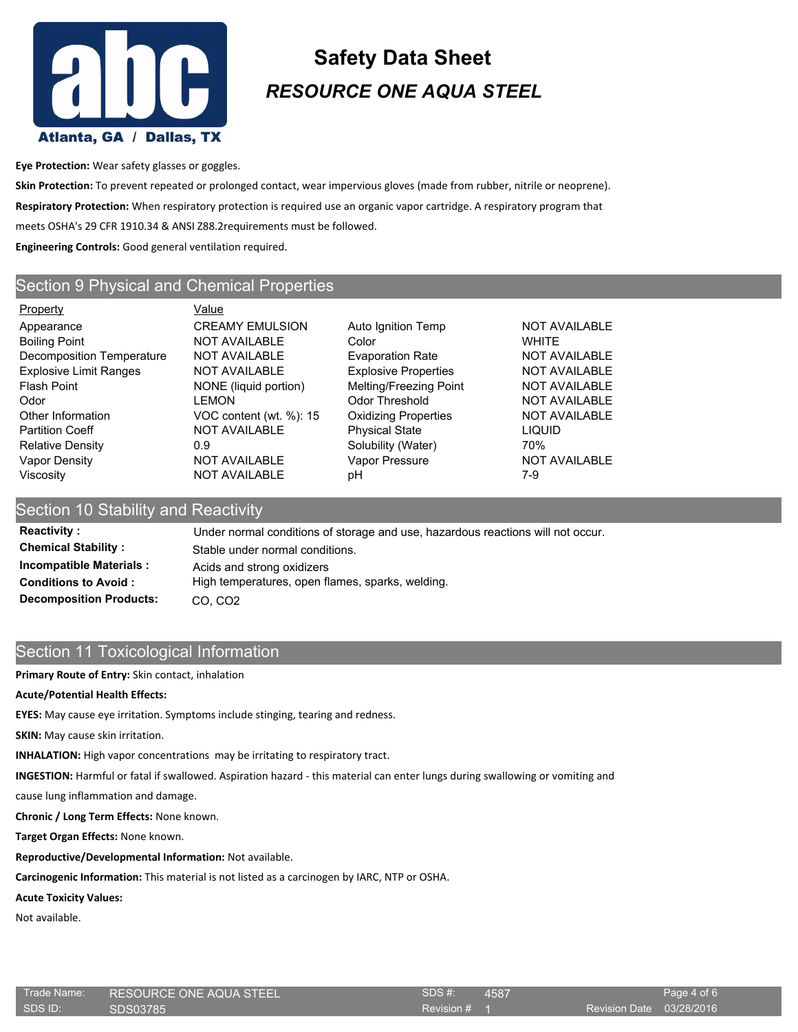**Eye Protection:** Wear safety glasses or goggles.

**Skin Protection:** To prevent repeated or prolonged contact, wear impervious gloves (made from rubber, nitrile or neoprene).

**Respiratory Protection:** When respiratory protection is required use an organic vapor cartridge. A respiratory program that meets OSHA's 29 CFR 1910.34 & ANSI Z88.2requirements must be followed.

**Engineering Controls:** Good general ventilation required.

## Section 9 Physical and Chemical Properties

| Property | Value | Property | Value |
|---|---|---|---|
| Appearance | CREAMY EMULSION | Auto Ignition Temp | NOT AVAILABLE |
| Boiling Point | NOT AVAILABLE | Color | WHITE |
| Decomposition Temperature | NOT AVAILABLE | Evaporation Rate | NOT AVAILABLE |
| Explosive Limit Ranges | NOT AVAILABLE | Explosive Properties | NOT AVAILABLE |
| Flash Point | NONE (liquid portion) | Melting/Freezing Point | NOT AVAILABLE |
| Odor | LEMON | Odor Threshold | NOT AVAILABLE |
| Other Information | VOC content (wt. %): 15 | Oxidizing Properties | NOT AVAILABLE |
| Partition Coeff | NOT AVAILABLE | Physical State | LIQUID |
| Relative Density | 0.9 | Solubility (Water) | 70% |
| Vapor Density | NOT AVAILABLE | Vapor Pressure | NOT AVAILABLE |
| Viscosity | NOT AVAILABLE | pH | 7-9 |

## Section 10 Stability and Reactivity

**Reactivity :** Under normal conditions of storage and use, hazardous reactions will not occur.

**Chemical Stability :** Stable under normal conditions.

**Incompatible Materials :** Acids and strong oxidizers

**Conditions to Avoid :** High temperatures, open flames, sparks, welding.

**Decomposition Products:** CO, $CO_2$

## Section 11 Toxicological Information

**Primary Route of Entry:** Skin contact, inhalation

**Acute/Potential Health Effects:**

**EYES:** May cause eye irritation. Symptoms include stinging, tearing and redness.

**SKIN:** May cause skin irritation.

**INHALATION:** High vapor concentrations may be irritating to respiratory tract.

**INGESTION:** Harmful or fatal if swallowed. Aspiration hazard - this material can enter lungs during swallowing or vomiting and cause lung inflammation and damage.

**Chronic / Long Term Effects:** None known.

**Target Organ Effects:** None known.

**Reproductive/Developmental Information:** Not available.

**Carcinogenic Information:** This material is not listed as a carcinogen by IARC, NTP or OSHA.

**Acute Toxicity Values:**

Not available.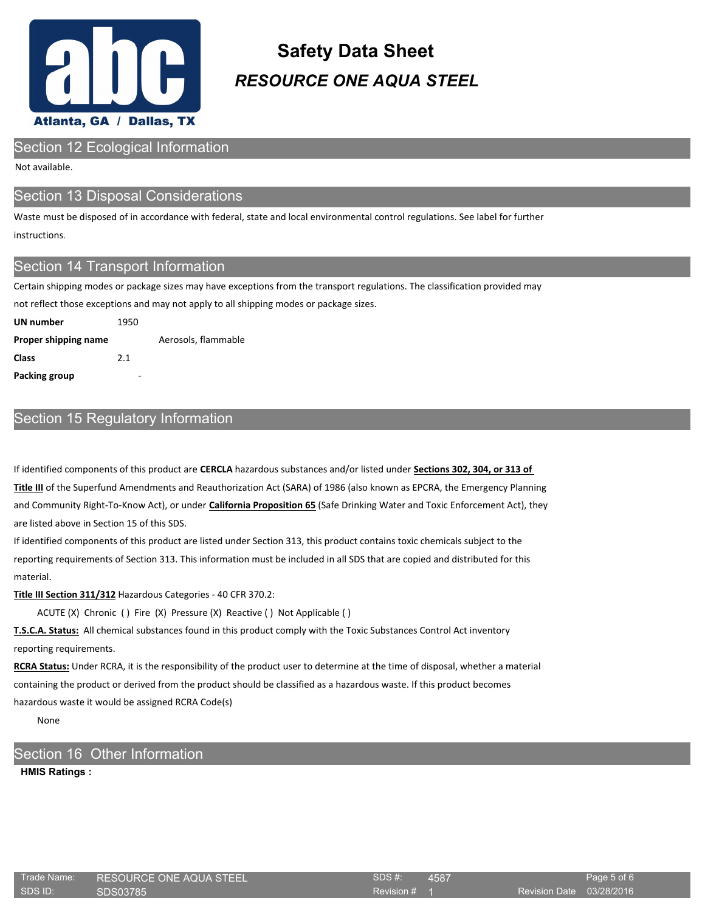## Section 12 Ecological Information

Not available.

## Section 13 Disposal Considerations

Waste must be disposed of in accordance with federal, state and local environmental control regulations. See label for further instructions.

## Section 14 Transport Information

Certain shipping modes or package sizes may have exceptions from the transport regulations. The classification provided may not reflect those exceptions and may not apply to all shipping modes or package sizes.

| | |
|---|---|
| **UN number** | 1950 |
| **Proper shipping name** | Aerosols, flammable |
| **Class** | 2.1 |
| **Packing group** | - |

## Section 15 Regulatory Information

If identified components of this product are **CERCLA** hazardous substances and/or listed under **Sections 302, 304, or 313 of Title III** of the Superfund Amendments and Reauthorization Act (SARA) of 1986 (also known as EPCRA, the Emergency Planning and Community Right-To-Know Act), or under **California Proposition 65** (Safe Drinking Water and Toxic Enforcement Act), they are listed above in Section 15 of this SDS.

If identified components of this product are listed under Section 313, this product contains toxic chemicals subject to the reporting requirements of Section 313. This information must be included in all SDS that are copied and distributed for this material.

**Title III Section 311/312** Hazardous Categories - 40 CFR 370.2:

ACUTE (X) Chronic ( ) Fire (X) Pressure (X) Reactive ( ) Not Applicable ( )

**T.S.C.A. Status:** All chemical substances found in this product comply with the Toxic Substances Control Act inventory reporting requirements.

**RCRA Status:** Under RCRA, it is the responsibility of the product user to determine at the time of disposal, whether a material containing the product or derived from the product should be classified as a hazardous waste. If this product becomes hazardous waste it would be assigned RCRA Code(s)

None

## Section 16 Other Information

**HMIS Ratings :**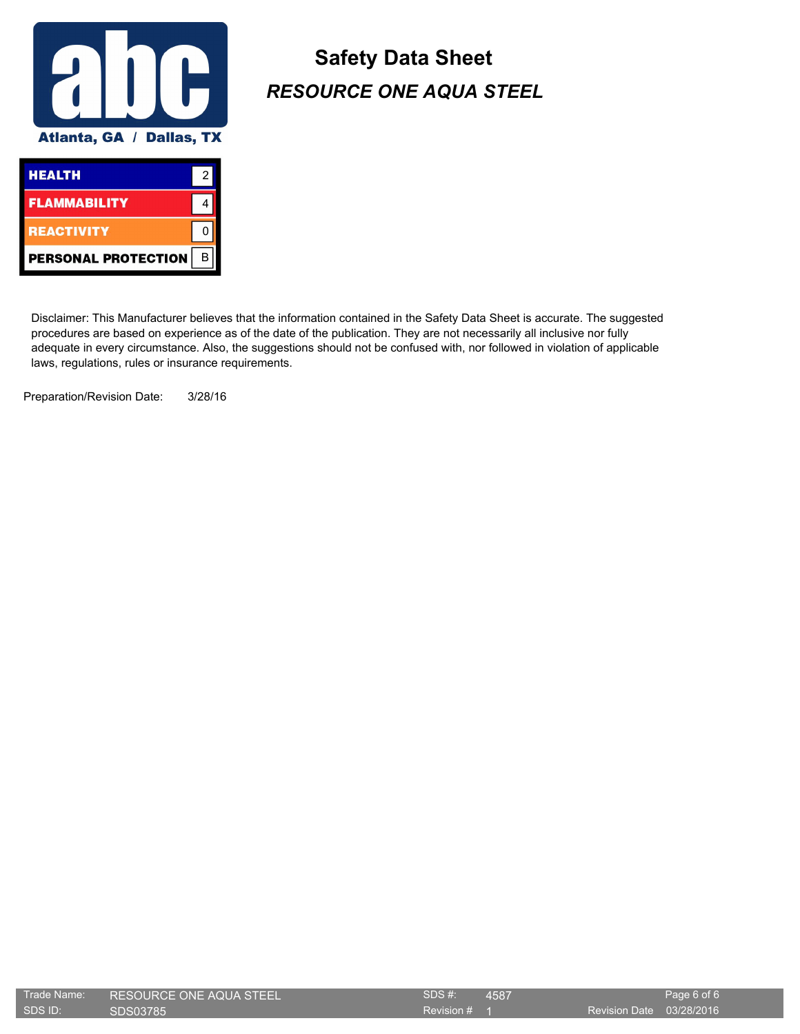abc

Atlanta, GA / Dallas, TX

# Safety Data Sheet

## *RESOURCE ONE AQUA STEEL*

| | |
|---|---|
| HEALTH | 2 |
| FLAMMABILITY | 4 |
| REACTIVITY | 0 |
| PERSONAL PROTECTION | B |

Disclaimer: This Manufacturer believes that the information contained in the Safety Data Sheet is accurate. The suggested procedures are based on experience as of the date of the publication. They are not necessarily all inclusive nor fully adequate in every circumstance. Also, the suggestions should not be confused with, nor followed in violation of applicable laws, regulations, rules or insurance requirements.

Preparation/Revision Date: 3/28/16